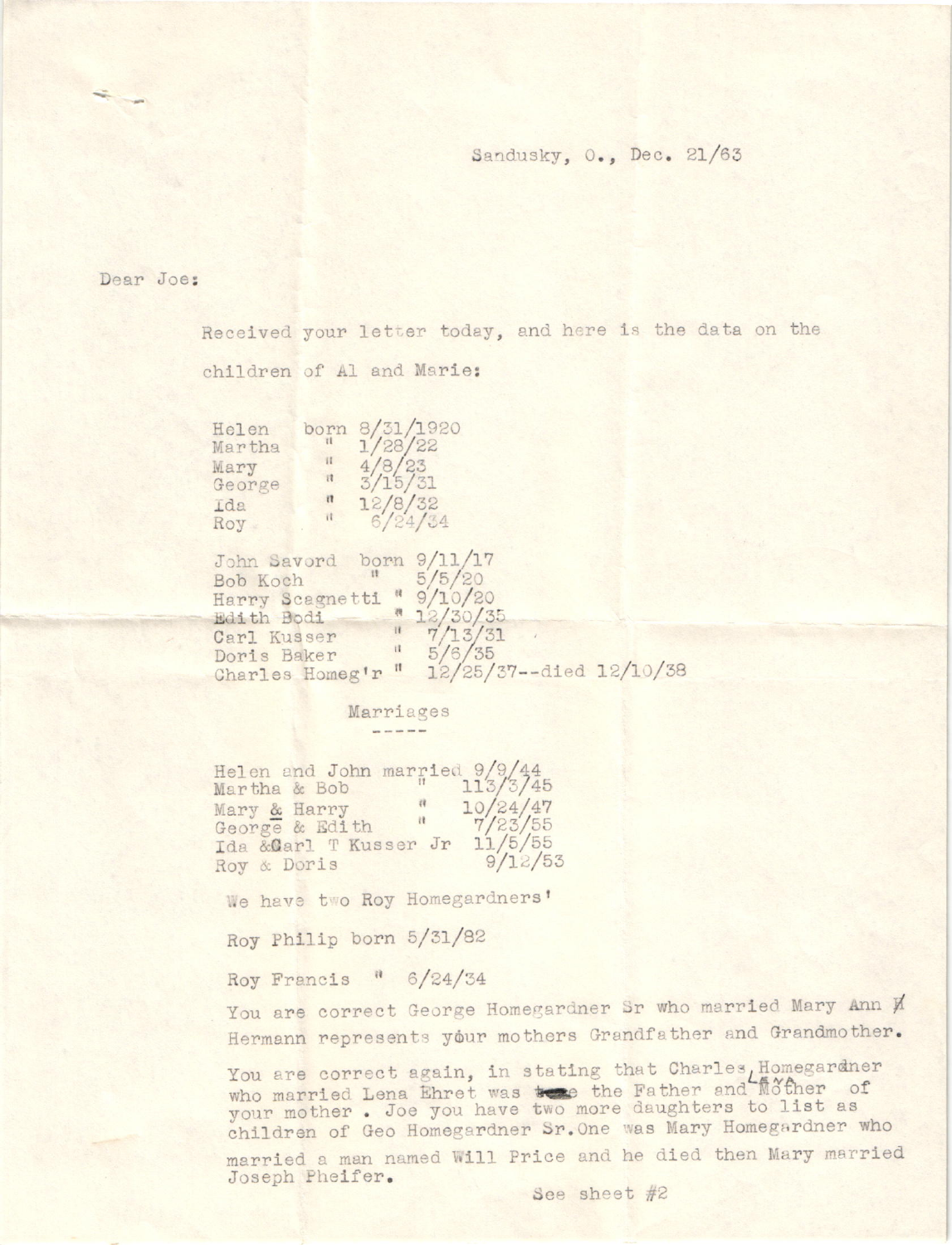Sandusky, O., Dec. 21/63

Dear Joe:

Received your letter today, and here is the data on the children of Al and Marie:

| | | |
|---|---|---|
| Helen | born | 8/31/1920 |
| Martha | " | 1/28/22 |
| Mary | " | 4/8/23 |
| George | " | 3/15/31 |
| Ida | " | 12/8/32 |
| Roy | " | 6/24/34 |

| | | |
|---|---|---|
| John Savord | born | 9/11/17 |
| Bob Koch | " | 5/5/20 |
| Harry Scagnetti | " | 9/10/20 |
| Edith Bodi | " | 12/30/35 |
| Carl Kusser | " | 7/13/31 |
| Doris Baker | " | 5/6/35 |
| Charles Homeg'r | " | 12/25/37--died 12/10/38 |

Marriages

-----

| | | |
|---|---|---|
| Helen and John | married | 9/9/44 |
| Martha & Bob | " | 113/3/45 |
| Mary & Harry | " | 10/24/47 |
| George & Edith | " | 7/23/55 |
| Ida & Carl T Kusser Jr | | 11/5/55 |
| Roy & Doris | | 9/12/53 |

We have two Roy Homegardners'

Roy Philip born 5/31/82

Roy Francis " 6/24/34

You are correct George Homegardner Sr who married Mary Ann Hermann represents your mothers Grandfather and Grandmother.

You are correct again, in stating that Charles Homegardner who married Lena Ehret was the Father and Mother of your mother . Joe you have two more daughters to list as children of Geo Homegardner Sr. One was Mary Homegardner who married a man named Will Price and he died then Mary married Joseph Pheifer.

See sheet #2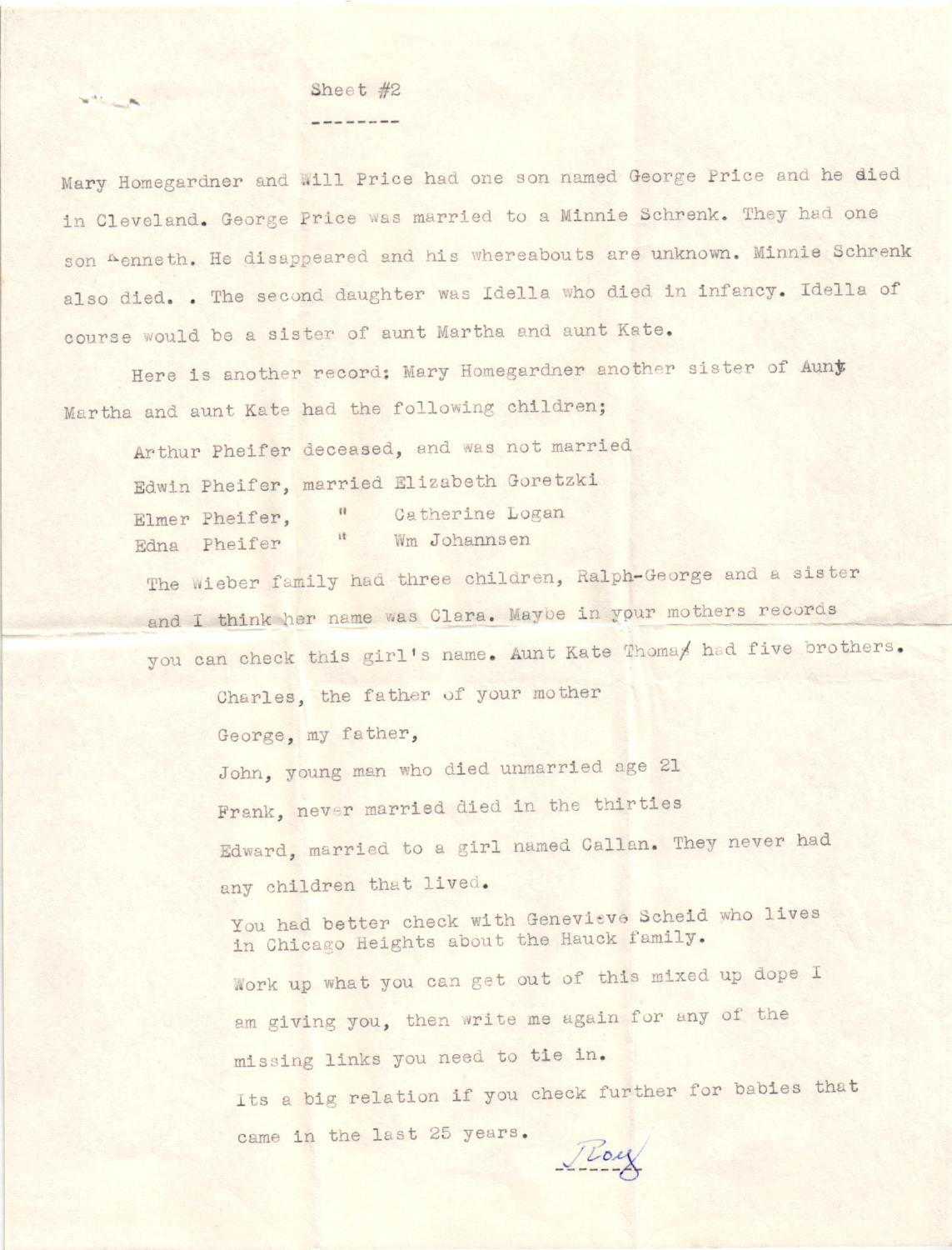Sheet #2

--------

Mary Homegardner and Will Price had one son named George Price and he died in Cleveland. George Price was married to a Minnie Schrenk. They had one son Kenneth. He disappeared and his whereabouts are unknown. Minnie Schrenk also died. . The second daughter was Idella who died in infancy. Idella of course would be a sister of aunt Martha and aunt Kate.

Here is another record; Mary Homegardner another sister of Aunt Martha and aunt Kate had the following children;

Arthur Pheifer deceased, and was not married
Edwin Pheifer, married Elizabeth Goretzki
Elmer Pheifer, " Catherine Logan
Edna Pheifer " Wm Johannsen

The Wieber family had three children, Ralph-George and a sister and I think her name was Clara. Maybe in your mothers records you can check this girl's name. Aunt Kate Thomas had five brothers.

Charles, the father of your mother

George, my father,

John, young man who died unmarried age 21

Frank, never married died in the thirties

Edward, married to a girl named Callan. They never had any children that lived.

You had better check with Genevieve Scheid who lives in Chicago Heights about the Hauck family.

Work up what you can get out of this mixed up dope I am giving you, then write me again for any of the missing links you need to tie in.

Its a big relation if you check further for babies that came in the last 25 years.

Roy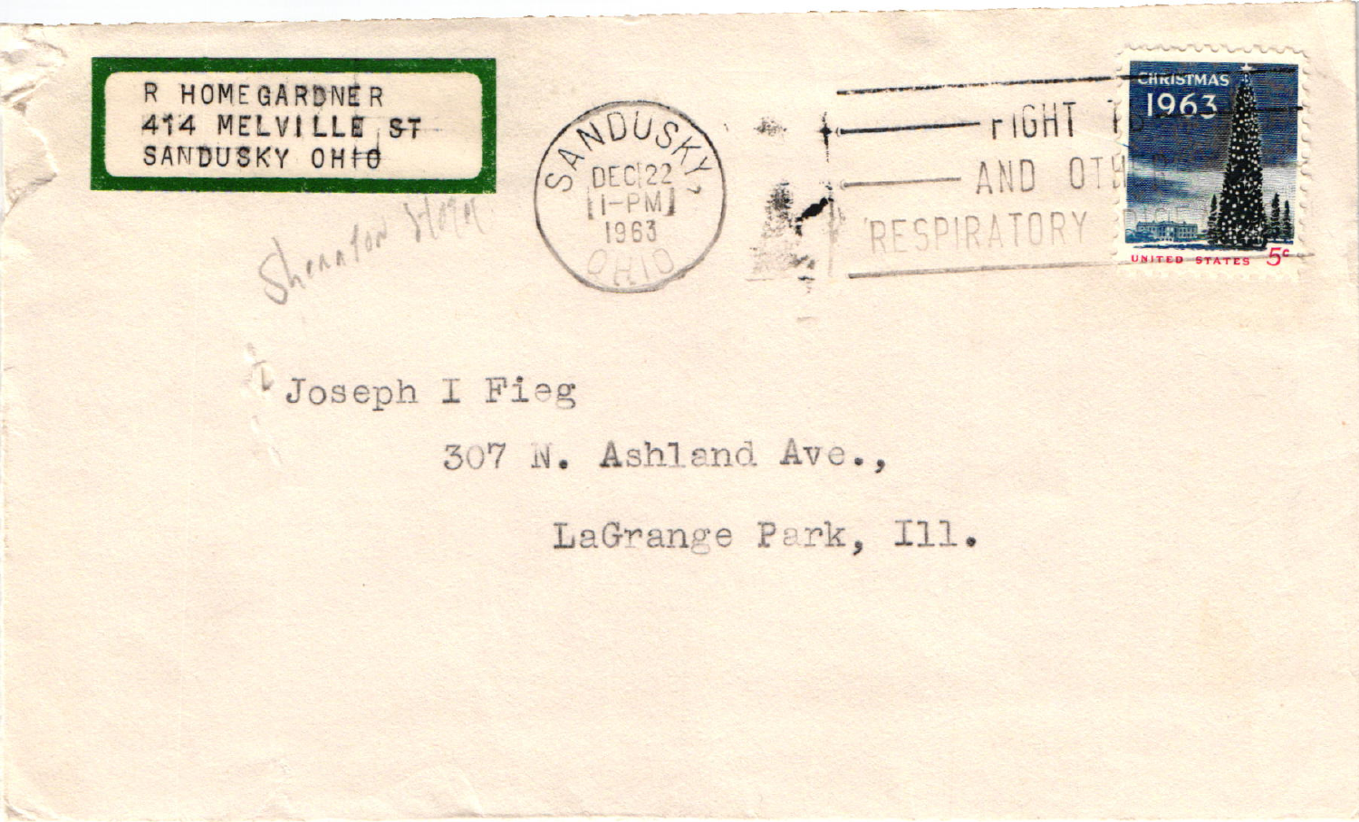R HOMEGARDNER
414 MELVILLE ST
SANDUSKY OHIO

SANDUSKY, OHIO
DEC 22
1-PM
1963

FIGHT
AND OTH
RESPIRATORY

CHRISTMAS 1963
UNITED STATES 5c

Sheraton Hotel

Joseph I Fieg

307 N. Ashland Ave.,

LaGrange Park, Ill.